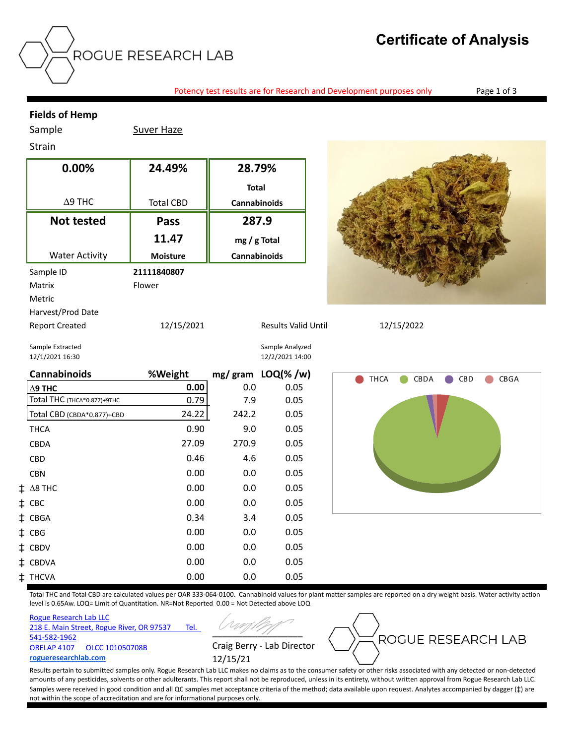ROGUE RESEARCH LAB

# Certificate of Analysis

Potency test results are for Research and Development purposes only

**Fields of Hemp**

Sample: Suver Haze

Strain

| 0.00% | 24.49% | 28.79% |
|---|---|---|
| ∆9 THC | Total CBD | **Total Cannabinoids** |
| **Not tested** | **Pass** **11.47** | **287.9** |
| Water Activity | **Moisture** | **mg / g Total Cannabinoids** |

| | |
|---|---|
| Sample ID | **21111840807** |
| Matrix | Flower |
| Metric | |
| Harvest/Prod Date | |
| Report Created | 12/15/2021 |
| Results Valid Until | 12/15/2022 |

Sample Extracted: 12/1/2021 16:30

Sample Analyzed: 12/2/2021 14:00

| Cannabinoids | %Weight | mg/ gram | LOQ(% /w) |
|---|---|---|---|
| **∆9 THC** | **0.00** | 0.0 | 0.05 |
| Total THC (THCA*0.877)+9THC | 0.79 | 7.9 | 0.05 |
| Total CBD (CBDA*0.877)+CBD | 24.22 | 242.2 | 0.05 |
| THCA | 0.90 | 9.0 | 0.05 |
| CBDA | 27.09 | 270.9 | 0.05 |
| CBD | 0.46 | 4.6 | 0.05 |
| CBN | 0.00 | 0.0 | 0.05 |
| ‡ ∆8 THC | 0.00 | 0.0 | 0.05 |
| ‡ CBC | 0.00 | 0.0 | 0.05 |
| ‡ CBGA | 0.34 | 3.4 | 0.05 |
| ‡ CBG | 0.00 | 0.0 | 0.05 |
| ‡ CBDV | 0.00 | 0.0 | 0.05 |
| ‡ CBDVA | 0.00 | 0.0 | 0.05 |
| ‡ THCVA | 0.00 | 0.0 | 0.05 |

THCA, CBDA, CBD, CBGA

Total THC and Total CBD are calculated values per OAR 333-064-0100. Cannabinoid values for plant matter samples are reported on a dry weight basis. Water activity action level is 0.65Aw. LOQ= Limit of Quantitation. NR=Not Reported 0.00 = Not Detected above LOQ

Rogue Research Lab LLC
218 E. Main Street, Rogue River, OR 97537 Tel. 541-582-1962
ORELAP 4107 OLCC 101050708B
**rogueresearchlab.com**

Craig Berry - Lab Director
12/15/21

ROGUE RESEARCH LAB

Results pertain to submitted samples only. Rogue Research Lab LLC makes no claims as to the consumer safety or other risks associated with any detected or non-detected amounts of any pesticides, solvents or other adulterants. This report shall not be reproduced, unless in its entirety, without written approval from Rogue Research Lab LLC. Samples were received in good condition and all QC samples met acceptance criteria of the method; data available upon request. Analytes accompanied by dagger (‡) are not within the scope of accreditation and are for informational purposes only.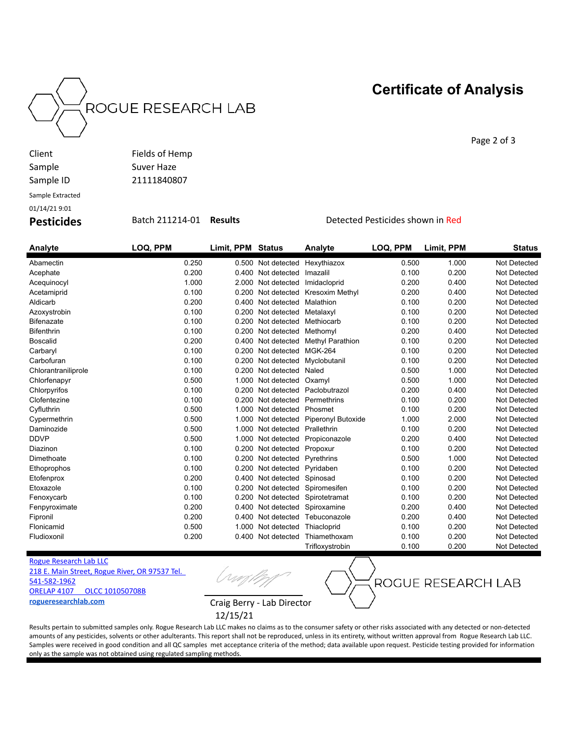# ROGUE RESEARCH LAB

## Certificate of Analysis

| | |
|---|---|
| Client | Fields of Hemp |
| Sample | Suver Haze |
| Sample ID | 21111840807 |
| Sample Extracted | |
| 01/14/21 9:01 | |

**Pesticides** Batch 211214-01 **Results** Detected Pesticides shown in Red

| Analyte | LOQ, PPM | Limit, PPM | Status | Analyte | LOQ, PPM | Limit, PPM | Status |
|---|---|---|---|---|---|---|---|
| Abamectin | 0.250 | 0.500 | Not detected | Hexythiazox | 0.500 | 1.000 | Not Detected |
| Acephate | 0.200 | 0.400 | Not detected | Imazalil | 0.100 | 0.200 | Not Detected |
| Acequinocyl | 1.000 | 2.000 | Not detected | Imidacloprid | 0.200 | 0.400 | Not Detected |
| Acetamiprid | 0.100 | 0.200 | Not detected | Kresoxim Methyl | 0.200 | 0.400 | Not Detected |
| Aldicarb | 0.200 | 0.400 | Not detected | Malathion | 0.100 | 0.200 | Not Detected |
| Azoxystrobin | 0.100 | 0.200 | Not detected | Metalaxyl | 0.100 | 0.200 | Not Detected |
| Bifenazate | 0.100 | 0.200 | Not detected | Methiocarb | 0.100 | 0.200 | Not Detected |
| Bifenthrin | 0.100 | 0.200 | Not detected | Methomyl | 0.200 | 0.400 | Not Detected |
| Boscalid | 0.200 | 0.400 | Not detected | Methyl Parathion | 0.100 | 0.200 | Not Detected |
| Carbaryl | 0.100 | 0.200 | Not detected | MGK-264 | 0.100 | 0.200 | Not Detected |
| Carbofuran | 0.100 | 0.200 | Not detected | Myclobutanil | 0.100 | 0.200 | Not Detected |
| Chlorantraniliprole | 0.100 | 0.200 | Not detected | Naled | 0.500 | 1.000 | Not Detected |
| Chlorfenapyr | 0.500 | 1.000 | Not detected | Oxamyl | 0.500 | 1.000 | Not Detected |
| Chlorpyrifos | 0.100 | 0.200 | Not detected | Paclobutrazol | 0.200 | 0.400 | Not Detected |
| Clofentezine | 0.100 | 0.200 | Not detected | Permethrins | 0.100 | 0.200 | Not Detected |
| Cyfluthrin | 0.500 | 1.000 | Not detected | Phosmet | 0.100 | 0.200 | Not Detected |
| Cypermethrin | 0.500 | 1.000 | Not detected | Piperonyl Butoxide | 1.000 | 2.000 | Not Detected |
| Daminozide | 0.500 | 1.000 | Not detected | Prallethrin | 0.100 | 0.200 | Not Detected |
| DDVP | 0.500 | 1.000 | Not detected | Propiconazole | 0.200 | 0.400 | Not Detected |
| Diazinon | 0.100 | 0.200 | Not detected | Propoxur | 0.100 | 0.200 | Not Detected |
| Dimethoate | 0.100 | 0.200 | Not detected | Pyrethrins | 0.500 | 1.000 | Not Detected |
| Ethoprophos | 0.100 | 0.200 | Not detected | Pyridaben | 0.100 | 0.200 | Not Detected |
| Etofenprox | 0.200 | 0.400 | Not detected | Spinosad | 0.100 | 0.200 | Not Detected |
| Etoxazole | 0.100 | 0.200 | Not detected | Spiromesifen | 0.100 | 0.200 | Not Detected |
| Fenoxycarb | 0.100 | 0.200 | Not detected | Spirotetramat | 0.100 | 0.200 | Not Detected |
| Fenpyroximate | 0.200 | 0.400 | Not detected | Spiroxamine | 0.200 | 0.400 | Not Detected |
| Fipronil | 0.200 | 0.400 | Not detected | Tebuconazole | 0.200 | 0.400 | Not Detected |
| Flonicamid | 0.500 | 1.000 | Not detected | Thiacloprid | 0.100 | 0.200 | Not Detected |
| Fludioxonil | 0.200 | 0.400 | Not detected | Thiamethoxam | 0.100 | 0.200 | Not Detected |
| | | | | Trifloxystrobin | 0.100 | 0.200 | Not Detected |

Rogue Research Lab LLC
218 E. Main Street, Rogue River, OR 97537 Tel. 541-582-1962
ORELAP 4107 OLCC 101050708B
roguereseachlab.com

Craig Berry - Lab Director
12/15/21

ROGUE RESEARCH LAB

Results pertain to submitted samples only. Rogue Research Lab LLC makes no claims as to the consumer safety or other risks associated with any detected or non-detected amounts of any pesticides, solvents or other adulterants. This report shall not be reproduced, unless in its entirety, without written approval from Rogue Research Lab LLC. Samples were received in good condition and all QC samples met acceptance criteria of the method; data available upon request. Pesticide testing provided for information only as the sample was not obtained using regulated sampling methods.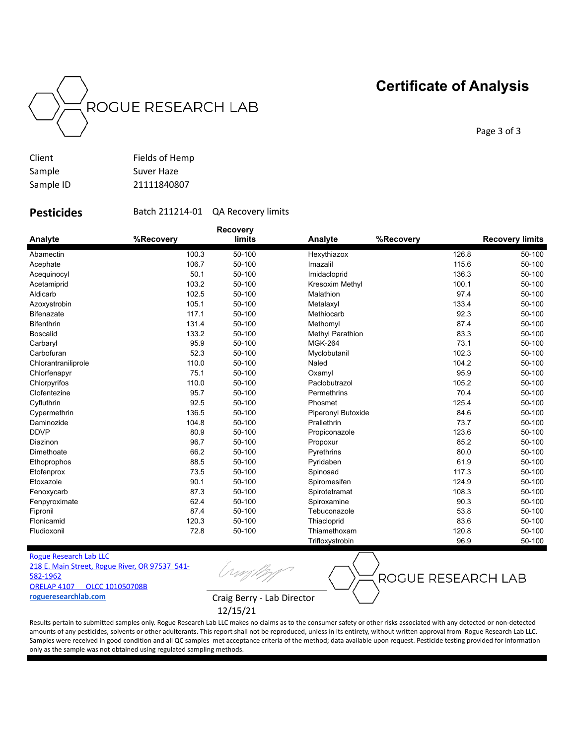ROGUE RESEARCH LAB

# Certificate of Analysis

| | |
|---|---|
| Client | Fields of Hemp |
| Sample | Suver Haze |
| Sample ID | 21111840807 |

## Pesticides

Batch 211214-01 QA Recovery limits

| Analyte | %Recovery | Recovery limits | Analyte | %Recovery | Recovery limits |
|---|---|---|---|---|---|
| Abamectin | 100.3 | 50-100 | Hexythiazox | 126.8 | 50-100 |
| Acephate | 106.7 | 50-100 | Imazalil | 115.6 | 50-100 |
| Acequinocyl | 50.1 | 50-100 | Imidacloprid | 136.3 | 50-100 |
| Acetamiprid | 103.2 | 50-100 | Kresoxim Methyl | 100.1 | 50-100 |
| Aldicarb | 102.5 | 50-100 | Malathion | 97.4 | 50-100 |
| Azoxystrobin | 105.1 | 50-100 | Metalaxyl | 133.4 | 50-100 |
| Bifenazate | 117.1 | 50-100 | Methiocarb | 92.3 | 50-100 |
| Bifenthrin | 131.4 | 50-100 | Methomyl | 87.4 | 50-100 |
| Boscalid | 133.2 | 50-100 | Methyl Parathion | 83.3 | 50-100 |
| Carbaryl | 95.9 | 50-100 | MGK-264 | 73.1 | 50-100 |
| Carbofuran | 52.3 | 50-100 | Myclobutanil | 102.3 | 50-100 |
| Chlorantraniliprole | 110.0 | 50-100 | Naled | 104.2 | 50-100 |
| Chlorfenapyr | 75.1 | 50-100 | Oxamyl | 95.9 | 50-100 |
| Chlorpyrifos | 110.0 | 50-100 | Paclobutrazol | 105.2 | 50-100 |
| Clofentezine | 95.7 | 50-100 | Permethrins | 70.4 | 50-100 |
| Cyfluthrin | 92.5 | 50-100 | Phosmet | 125.4 | 50-100 |
| Cypermethrin | 136.5 | 50-100 | Piperonyl Butoxide | 84.6 | 50-100 |
| Daminozide | 104.8 | 50-100 | Prallethrin | 73.7 | 50-100 |
| DDVP | 80.9 | 50-100 | Propiconazole | 123.6 | 50-100 |
| Diazinon | 96.7 | 50-100 | Propoxur | 85.2 | 50-100 |
| Dimethoate | 66.2 | 50-100 | Pyrethrins | 80.0 | 50-100 |
| Ethoprophos | 88.5 | 50-100 | Pyridaben | 61.9 | 50-100 |
| Etofenprox | 73.5 | 50-100 | Spinosad | 117.3 | 50-100 |
| Etoxazole | 90.1 | 50-100 | Spiromesifen | 124.9 | 50-100 |
| Fenoxycarb | 87.3 | 50-100 | Spirotetramat | 108.3 | 50-100 |
| Fenpyroximate | 62.4 | 50-100 | Spiroxamine | 90.3 | 50-100 |
| Fipronil | 87.4 | 50-100 | Tebuconazole | 53.8 | 50-100 |
| Flonicamid | 120.3 | 50-100 | Thiacloprid | 83.6 | 50-100 |
| Fludioxonil | 72.8 | 50-100 | Thiamethoxam | 120.8 | 50-100 |
| | | | Trifloxystrobin | 96.9 | 50-100 |

Rogue Research Lab LLC
218 E. Main Street, Rogue River, OR 97537 541-582-1962
ORELAP 4107 OLCC 101050708B
**rogueresearchlab.com**

Craig Berry - Lab Director
12/15/21

ROGUE RESEARCH LAB

Results pertain to submitted samples only. Rogue Research Lab LLC makes no claims as to the consumer safety or other risks associated with any detected or non-detected amounts of any pesticides, solvents or other adulterants. This report shall not be reproduced, unless in its entirety, without written approval from Rogue Research Lab LLC. Samples were received in good condition and all QC samples met acceptance criteria of the method; data available upon request. Pesticide testing provided for information only as the sample was not obtained using regulated sampling methods.